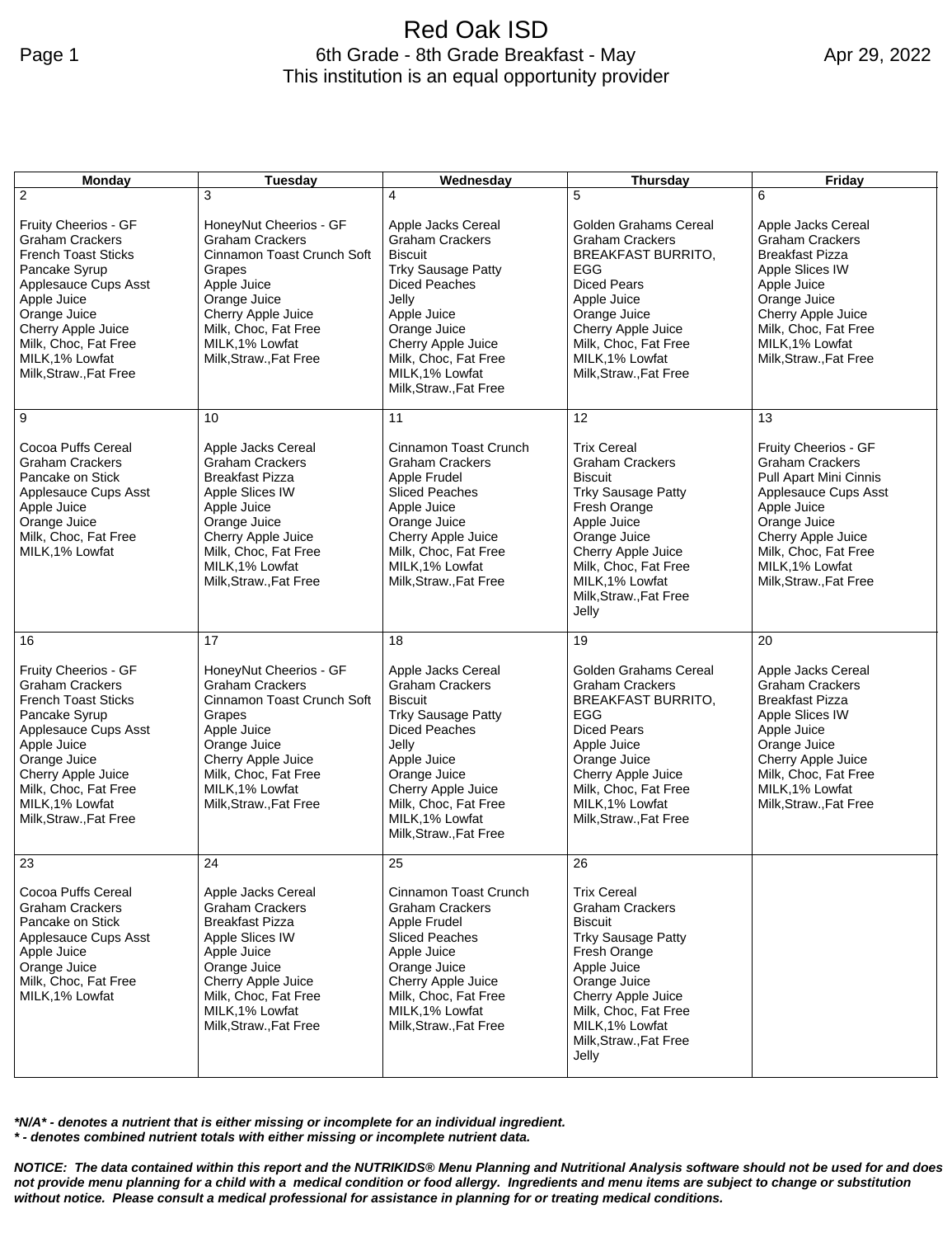# Red Oak ISD

## 6th Grade - 8th Grade Breakfast - May

This institution is an equal opportunity provider

Apr 29, 2022

| Monday | Tuesday | Wednesday | Thursday | Friday |
|---|---|---|---|---|
| 2<br><br>Fruity Cheerios - GF<br>Graham Crackers<br>French Toast Sticks<br>Pancake Syrup<br>Applesauce Cups Asst<br>Apple Juice<br>Orange Juice<br>Cherry Apple Juice<br>Milk, Choc, Fat Free<br>MILK,1% Lowfat<br>Milk,Straw.,Fat Free | 3<br><br>HoneyNut Cheerios - GF<br>Graham Crackers<br>Cinnamon Toast Crunch Soft<br>Grapes<br>Apple Juice<br>Orange Juice<br>Cherry Apple Juice<br>Milk, Choc, Fat Free<br>MILK,1% Lowfat<br>Milk,Straw.,Fat Free | 4<br><br>Apple Jacks Cereal<br>Graham Crackers<br>Biscuit<br>Trky Sausage Patty<br>Diced Peaches<br>Jelly<br>Apple Juice<br>Orange Juice<br>Cherry Apple Juice<br>Milk, Choc, Fat Free<br>MILK,1% Lowfat<br>Milk,Straw.,Fat Free | 5<br><br>Golden Grahams Cereal<br>Graham Crackers<br>BREAKFAST BURRITO, EGG<br>Diced Pears<br>Apple Juice<br>Orange Juice<br>Cherry Apple Juice<br>Milk, Choc, Fat Free<br>MILK,1% Lowfat<br>Milk,Straw.,Fat Free | 6<br><br>Apple Jacks Cereal<br>Graham Crackers<br>Breakfast Pizza<br>Apple Slices IW<br>Apple Juice<br>Orange Juice<br>Cherry Apple Juice<br>Milk, Choc, Fat Free<br>MILK,1% Lowfat<br>Milk,Straw.,Fat Free |
| 9<br><br>Cocoa Puffs Cereal<br>Graham Crackers<br>Pancake on Stick<br>Applesauce Cups Asst<br>Apple Juice<br>Orange Juice<br>Milk, Choc, Fat Free<br>MILK,1% Lowfat | 10<br><br>Apple Jacks Cereal<br>Graham Crackers<br>Breakfast Pizza<br>Apple Slices IW<br>Apple Juice<br>Orange Juice<br>Cherry Apple Juice<br>Milk, Choc, Fat Free<br>MILK,1% Lowfat<br>Milk,Straw.,Fat Free | 11<br><br>Cinnamon Toast Crunch<br>Graham Crackers<br>Apple Frudel<br>Sliced Peaches<br>Apple Juice<br>Orange Juice<br>Cherry Apple Juice<br>Milk, Choc, Fat Free<br>MILK,1% Lowfat<br>Milk,Straw.,Fat Free | 12<br><br>Trix Cereal<br>Graham Crackers<br>Biscuit<br>Trky Sausage Patty<br>Fresh Orange<br>Apple Juice<br>Orange Juice<br>Cherry Apple Juice<br>Milk, Choc, Fat Free<br>MILK,1% Lowfat<br>Milk,Straw.,Fat Free<br>Jelly | 13<br><br>Fruity Cheerios - GF<br>Graham Crackers<br>Pull Apart Mini Cinnis<br>Applesauce Cups Asst<br>Apple Juice<br>Orange Juice<br>Cherry Apple Juice<br>Milk, Choc, Fat Free<br>MILK,1% Lowfat<br>Milk,Straw.,Fat Free |
| 16<br><br>Fruity Cheerios - GF<br>Graham Crackers<br>French Toast Sticks<br>Pancake Syrup<br>Applesauce Cups Asst<br>Apple Juice<br>Orange Juice<br>Cherry Apple Juice<br>Milk, Choc, Fat Free<br>MILK,1% Lowfat<br>Milk,Straw.,Fat Free | 17<br><br>HoneyNut Cheerios - GF<br>Graham Crackers<br>Cinnamon Toast Crunch Soft<br>Grapes<br>Apple Juice<br>Orange Juice<br>Cherry Apple Juice<br>Milk, Choc, Fat Free<br>MILK,1% Lowfat<br>Milk,Straw.,Fat Free | 18<br><br>Apple Jacks Cereal<br>Graham Crackers<br>Biscuit<br>Trky Sausage Patty<br>Diced Peaches<br>Jelly<br>Apple Juice<br>Orange Juice<br>Cherry Apple Juice<br>Milk, Choc, Fat Free<br>MILK,1% Lowfat<br>Milk,Straw.,Fat Free | 19<br><br>Golden Grahams Cereal<br>Graham Crackers<br>BREAKFAST BURRITO, EGG<br>Diced Pears<br>Apple Juice<br>Orange Juice<br>Cherry Apple Juice<br>Milk, Choc, Fat Free<br>MILK,1% Lowfat<br>Milk,Straw.,Fat Free | 20<br><br>Apple Jacks Cereal<br>Graham Crackers<br>Breakfast Pizza<br>Apple Slices IW<br>Apple Juice<br>Orange Juice<br>Cherry Apple Juice<br>Milk, Choc, Fat Free<br>MILK,1% Lowfat<br>Milk,Straw.,Fat Free |
| 23<br><br>Cocoa Puffs Cereal<br>Graham Crackers<br>Pancake on Stick<br>Applesauce Cups Asst<br>Apple Juice<br>Orange Juice<br>Milk, Choc, Fat Free<br>MILK,1% Lowfat | 24<br><br>Apple Jacks Cereal<br>Graham Crackers<br>Breakfast Pizza<br>Apple Slices IW<br>Apple Juice<br>Orange Juice<br>Cherry Apple Juice<br>Milk, Choc, Fat Free<br>MILK,1% Lowfat<br>Milk,Straw.,Fat Free | 25<br><br>Cinnamon Toast Crunch<br>Graham Crackers<br>Apple Frudel<br>Sliced Peaches<br>Apple Juice<br>Orange Juice<br>Cherry Apple Juice<br>Milk, Choc, Fat Free<br>MILK,1% Lowfat<br>Milk,Straw.,Fat Free | 26<br><br>Trix Cereal<br>Graham Crackers<br>Biscuit<br>Trky Sausage Patty<br>Fresh Orange<br>Apple Juice<br>Orange Juice<br>Cherry Apple Juice<br>Milk, Choc, Fat Free<br>MILK,1% Lowfat<br>Milk,Straw.,Fat Free<br>Jelly | |

***N/A* - denotes a nutrient that is either missing or incomplete for an individual ingredient.**

***** - denotes combined nutrient totals with either missing or incomplete nutrient data.**

***NOTICE: The data contained within this report and the NUTRIKIDS® Menu Planning and Nutritional Analysis software should not be used for and does not provide menu planning for a child with a medical condition or food allergy. Ingredients and menu items are subject to change or substitution without notice. Please consult a medical professional for assistance in planning for or treating medical conditions.***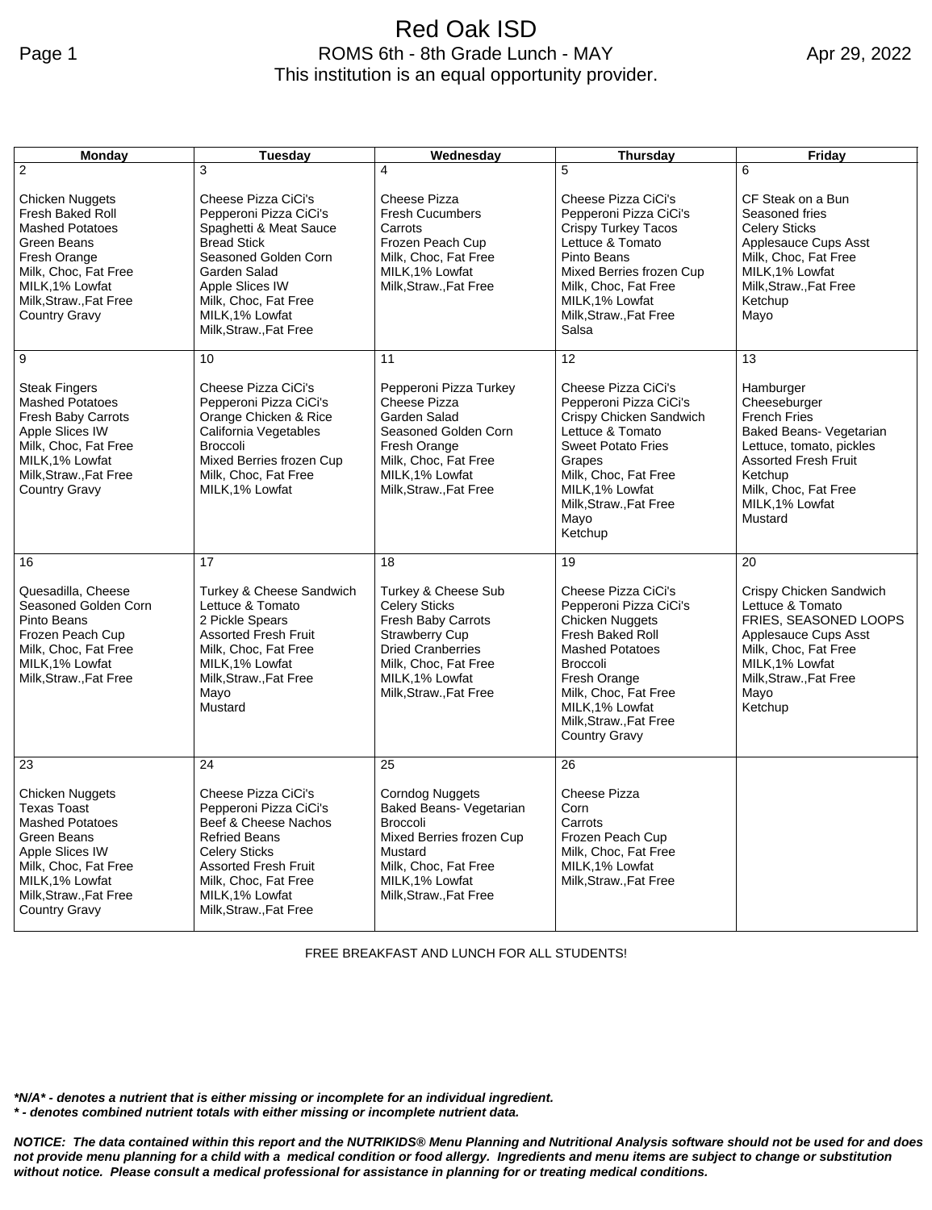# Red Oak ISD

## ROMS 6th - 8th Grade Lunch - MAY

This institution is an equal opportunity provider.

Apr 29, 2022

| Monday | Tuesday | Wednesday | Thursday | Friday |
|---|---|---|---|---|
| 2<br><br>Chicken Nuggets<br>Fresh Baked Roll<br>Mashed Potatoes<br>Green Beans<br>Fresh Orange<br>Milk, Choc, Fat Free<br>MILK,1% Lowfat<br>Milk,Straw.,Fat Free<br>Country Gravy | 3<br><br>Cheese Pizza CiCi's<br>Pepperoni Pizza CiCi's<br>Spaghetti & Meat Sauce<br>Bread Stick<br>Seasoned Golden Corn<br>Garden Salad<br>Apple Slices IW<br>Milk, Choc, Fat Free<br>MILK,1% Lowfat<br>Milk,Straw.,Fat Free | 4<br><br>Cheese Pizza<br>Fresh Cucumbers<br>Carrots<br>Frozen Peach Cup<br>Milk, Choc, Fat Free<br>MILK,1% Lowfat<br>Milk,Straw.,Fat Free | 5<br><br>Cheese Pizza CiCi's<br>Pepperoni Pizza CiCi's<br>Crispy Turkey Tacos<br>Lettuce & Tomato<br>Pinto Beans<br>Mixed Berries frozen Cup<br>Milk, Choc, Fat Free<br>MILK,1% Lowfat<br>Milk,Straw.,Fat Free<br>Salsa | 6<br><br>CF Steak on a Bun<br>Seasoned fries<br>Celery Sticks<br>Applesauce Cups Asst<br>Milk, Choc, Fat Free<br>MILK,1% Lowfat<br>Milk,Straw.,Fat Free<br>Ketchup<br>Mayo |
| 9<br><br>Steak Fingers<br>Mashed Potatoes<br>Fresh Baby Carrots<br>Apple Slices IW<br>Milk, Choc, Fat Free<br>MILK,1% Lowfat<br>Milk,Straw.,Fat Free<br>Country Gravy | 10<br><br>Cheese Pizza CiCi's<br>Pepperoni Pizza CiCi's<br>Orange Chicken & Rice<br>California Vegetables<br>Broccoli<br>Mixed Berries frozen Cup<br>Milk, Choc, Fat Free<br>MILK,1% Lowfat | 11<br><br>Pepperoni Pizza Turkey<br>Cheese Pizza<br>Garden Salad<br>Seasoned Golden Corn<br>Fresh Orange<br>Milk, Choc, Fat Free<br>MILK,1% Lowfat<br>Milk,Straw.,Fat Free | 12<br><br>Cheese Pizza CiCi's<br>Pepperoni Pizza CiCi's<br>Crispy Chicken Sandwich<br>Lettuce & Tomato<br>Sweet Potato Fries<br>Grapes<br>Milk, Choc, Fat Free<br>MILK,1% Lowfat<br>Milk,Straw.,Fat Free<br>Mayo<br>Ketchup | 13<br><br>Hamburger<br>Cheeseburger<br>French Fries<br>Baked Beans- Vegetarian<br>Lettuce, tomato, pickles<br>Assorted Fresh Fruit<br>Ketchup<br>Milk, Choc, Fat Free<br>MILK,1% Lowfat<br>Mustard |
| 16<br><br>Quesadilla, Cheese<br>Seasoned Golden Corn<br>Pinto Beans<br>Frozen Peach Cup<br>Milk, Choc, Fat Free<br>MILK,1% Lowfat<br>Milk,Straw.,Fat Free | 17<br><br>Turkey & Cheese Sandwich<br>Lettuce & Tomato<br>2 Pickle Spears<br>Assorted Fresh Fruit<br>Milk, Choc, Fat Free<br>MILK,1% Lowfat<br>Milk,Straw.,Fat Free<br>Mayo<br>Mustard | 18<br><br>Turkey & Cheese Sub<br>Celery Sticks<br>Fresh Baby Carrots<br>Strawberry Cup<br>Dried Cranberries<br>Milk, Choc, Fat Free<br>MILK,1% Lowfat<br>Milk,Straw.,Fat Free | 19<br><br>Cheese Pizza CiCi's<br>Pepperoni Pizza CiCi's<br>Chicken Nuggets<br>Fresh Baked Roll<br>Mashed Potatoes<br>Broccoli<br>Fresh Orange<br>Milk, Choc, Fat Free<br>MILK,1% Lowfat<br>Milk,Straw.,Fat Free<br>Country Gravy | 20<br><br>Crispy Chicken Sandwich<br>Lettuce & Tomato<br>FRIES, SEASONED LOOPS<br>Applesauce Cups Asst<br>Milk, Choc, Fat Free<br>MILK,1% Lowfat<br>Milk,Straw.,Fat Free<br>Mayo<br>Ketchup |
| 23<br><br>Chicken Nuggets<br>Texas Toast<br>Mashed Potatoes<br>Green Beans<br>Apple Slices IW<br>Milk, Choc, Fat Free<br>MILK,1% Lowfat<br>Milk,Straw.,Fat Free<br>Country Gravy | 24<br><br>Cheese Pizza CiCi's<br>Pepperoni Pizza CiCi's<br>Beef & Cheese Nachos<br>Refried Beans<br>Celery Sticks<br>Assorted Fresh Fruit<br>Milk, Choc, Fat Free<br>MILK,1% Lowfat<br>Milk,Straw.,Fat Free | 25<br><br>Corndog Nuggets<br>Baked Beans- Vegetarian<br>Broccoli<br>Mixed Berries frozen Cup<br>Mustard<br>Milk, Choc, Fat Free<br>MILK,1% Lowfat<br>Milk,Straw.,Fat Free | 26<br><br>Cheese Pizza<br>Corn<br>Carrots<br>Frozen Peach Cup<br>Milk, Choc, Fat Free<br>MILK,1% Lowfat<br>Milk,Straw.,Fat Free | |

FREE BREAKFAST AND LUNCH FOR ALL STUDENTS!

***N/A* - denotes a nutrient that is either missing or incomplete for an individual ingredient.**
***\* - denotes combined nutrient totals with either missing or incomplete nutrient data.***

***NOTICE: The data contained within this report and the NUTRIKIDS® Menu Planning and Nutritional Analysis software should not be used for and does not provide menu planning for a child with a medical condition or food allergy. Ingredients and menu items are subject to change or substitution without notice. Please consult a medical professional for assistance in planning for or treating medical conditions.***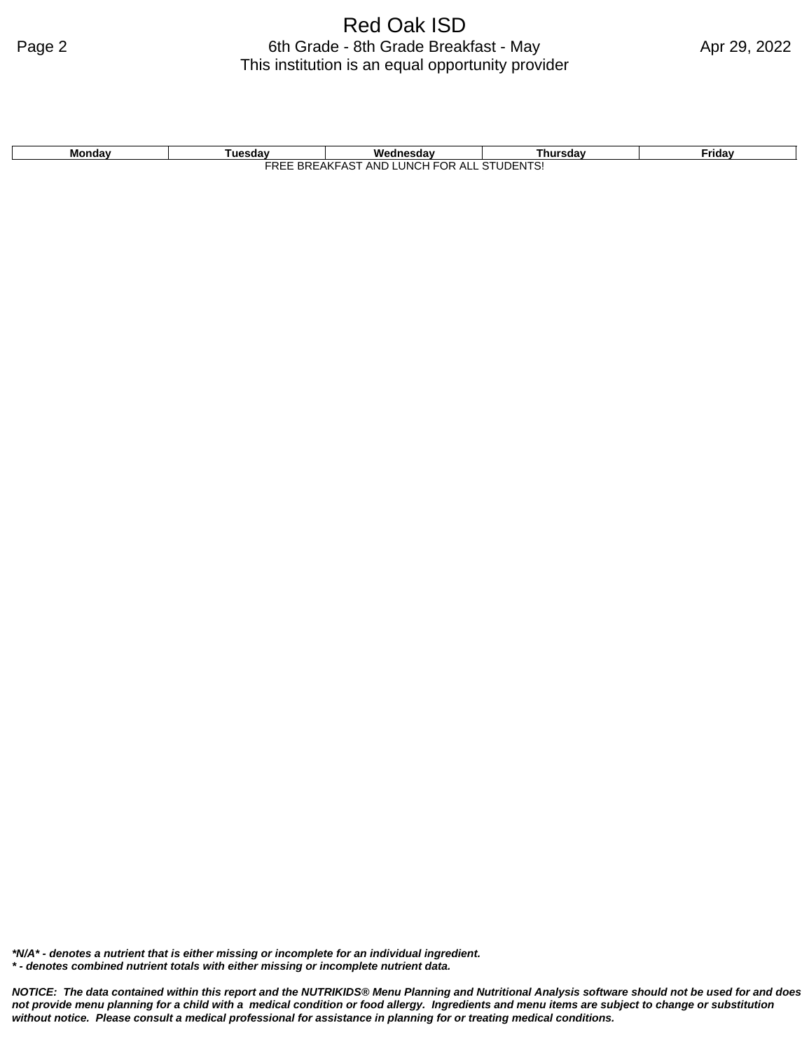| Monday | Tuesday | Wednesday | Thursday | Friday |
|---|---|---|---|---|

FREE BREAKFAST AND LUNCH FOR ALL STUDENTS!

***N/A* - denotes a nutrient that is either missing or incomplete for an individual ingredient.***
**** - denotes combined nutrient totals with either missing or incomplete nutrient data.***

***NOTICE: The data contained within this report and the NUTRIKIDS® Menu Planning and Nutritional Analysis software should not be used for and does not provide menu planning for a child with a medical condition or food allergy. Ingredients and menu items are subject to change or substitution without notice. Please consult a medical professional for assistance in planning for or treating medical conditions.***